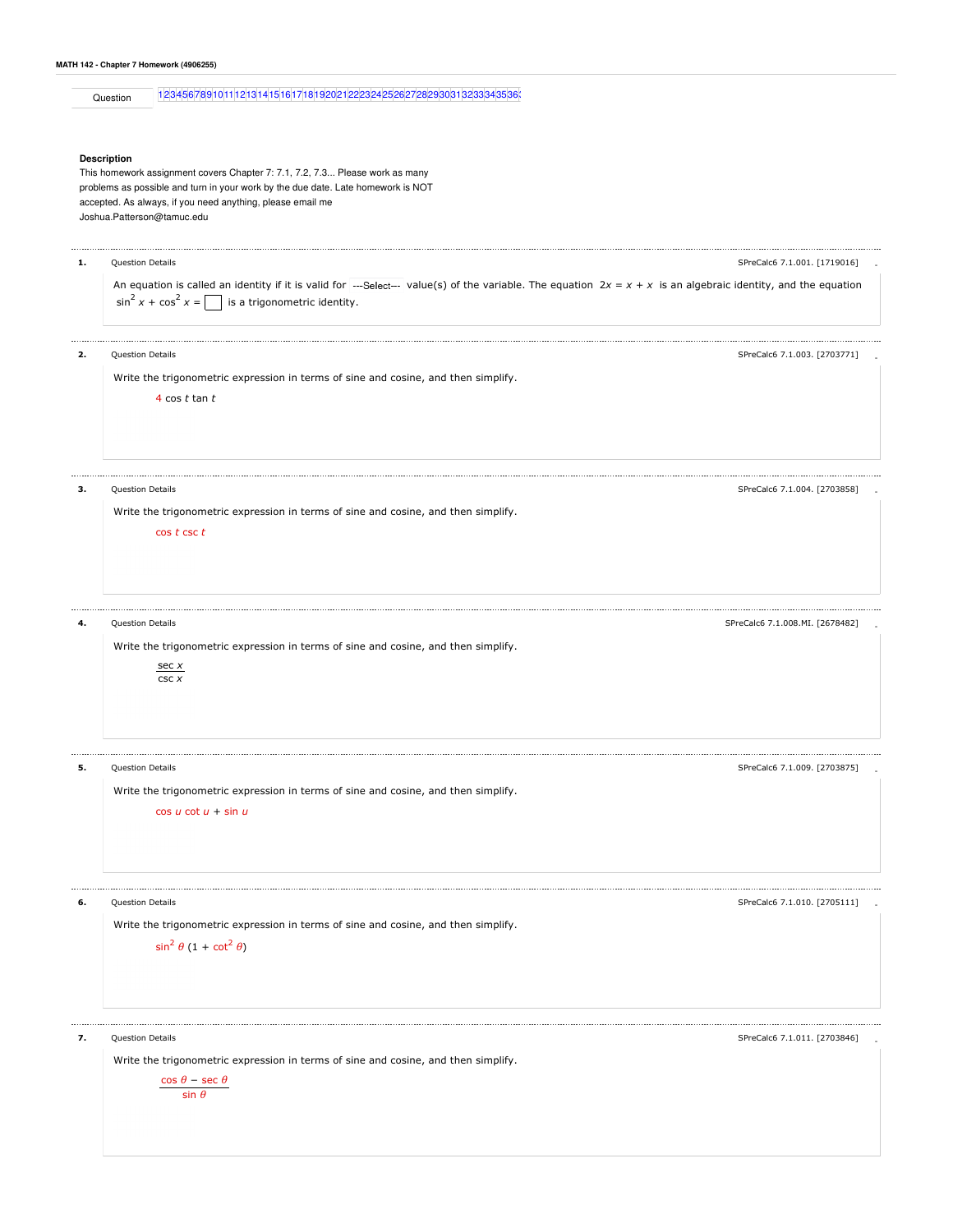**MATH 142 - Chapter 7 Homework (4906255)**

Question 1 2 3 4 5 6 7 8 9 10 11 12 13 14 15 16 17 18 19 20 21 22 23 24 25 26 27 28 29 30 31 32 33 34 35 36

### Description

This homework assignment covers Chapter 7: 7.1, 7.2, 7.3... Please work as many problems as possible and turn in your work by the due date. Late homework is NOT accepted. As always, if you need anything, please email me Joshua.Patterson@tamuc.edu

---

**1.** Question Details — SPreCalc6 7.1.001. [1719016]

An equation is called an identity if it is valid for ---Select--- value(s) of the variable. The equation $2x = x + x$ is an algebraic identity, and the equation $\sin^2 x + \cos^2 x =$ ☐ is a trigonometric identity.

---

**2.** Question Details — SPreCalc6 7.1.003. [2703771]

Write the trigonometric expression in terms of sine and cosine, and then simplify.

$$4 \cos t \tan t$$

---

**3.** Question Details — SPreCalc6 7.1.004. [2703858]

Write the trigonometric expression in terms of sine and cosine, and then simplify.

$$\cos t \csc t$$

---

**4.** Question Details — SPreCalc6 7.1.008.MI. [2678482]

Write the trigonometric expression in terms of sine and cosine, and then simplify.

$$\frac{\sec x}{\csc x}$$

---

**5.** Question Details — SPreCalc6 7.1.009. [2703875]

Write the trigonometric expression in terms of sine and cosine, and then simplify.

$$\cos u \cot u + \sin u$$

---

**6.** Question Details — SPreCalc6 7.1.010. [2705111]

Write the trigonometric expression in terms of sine and cosine, and then simplify.

$$\sin^2 \theta \,(1 + \cot^2 \theta)$$

---

**7.** Question Details — SPreCalc6 7.1.011. [2703846]

Write the trigonometric expression in terms of sine and cosine, and then simplify.

$$\frac{\cos \theta - \sec \theta}{\sin \theta}$$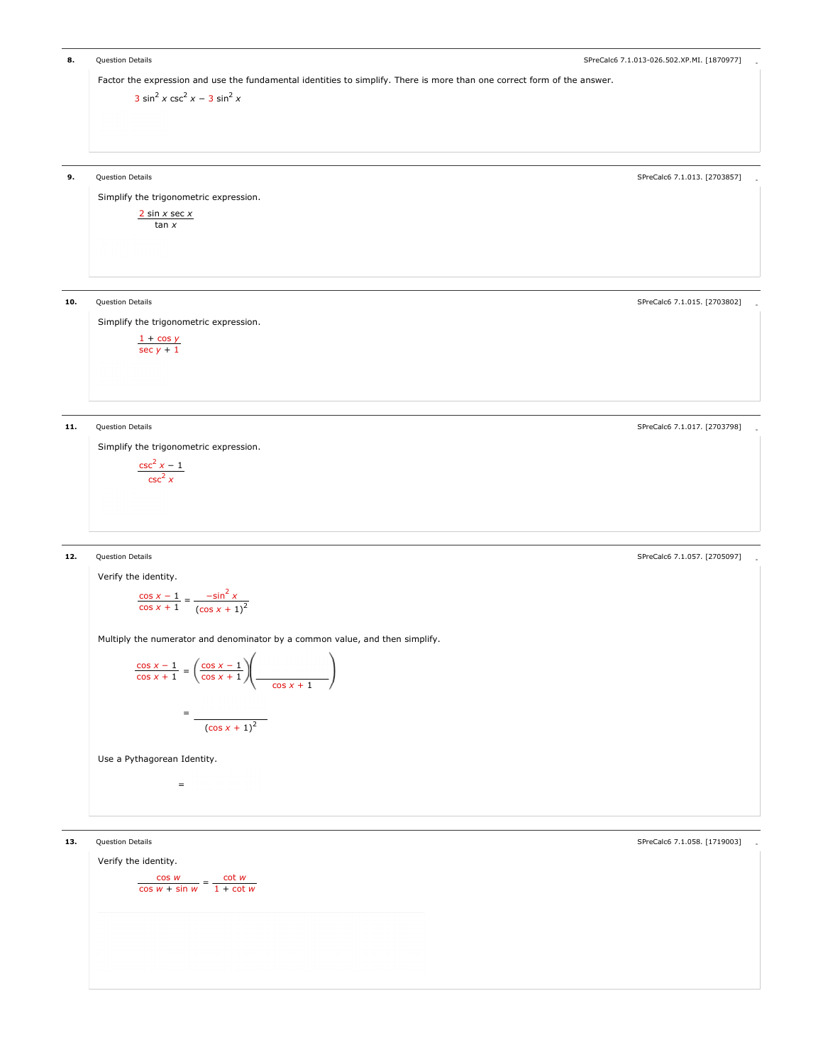**8.** Question Details — SPreCalc6 7.1.013-026.502.XP.MI. [1870977]

Factor the expression and use the fundamental identities to simplify. There is more than one correct form of the answer.

$$3 \sin^2 x \csc^2 x - 3 \sin^2 x$$

**9.** Question Details — SPreCalc6 7.1.013. [2703857]

Simplify the trigonometric expression.

$$\frac{2 \sin x \sec x}{\tan x}$$

**10.** Question Details — SPreCalc6 7.1.015. [2703802]

Simplify the trigonometric expression.

$$\frac{1 + \cos y}{\sec y + 1}$$

**11.** Question Details — SPreCalc6 7.1.017. [2703798]

Simplify the trigonometric expression.

$$\frac{\csc^2 x - 1}{\csc^2 x}$$

**12.** Question Details — SPreCalc6 7.1.057. [2705097]

Verify the identity.

$$\frac{\cos x - 1}{\cos x + 1} = \frac{-\sin^2 x}{(\cos x + 1)^2}$$

Multiply the numerator and denominator by a common value, and then simplify.

$$\frac{\cos x - 1}{\cos x + 1} = \left(\frac{\cos x - 1}{\cos x + 1}\right)\left(\frac{\phantom{xxxxx}}{\cos x + 1}\right)$$

$$= \frac{\phantom{xxxxx}}{(\cos x + 1)^2}$$

Use a Pythagorean Identity.

$$=$$

**13.** Question Details — SPreCalc6 7.1.058. [1719003]

Verify the identity.

$$\frac{\cos w}{\cos w + \sin w} = \frac{\cot w}{1 + \cot w}$$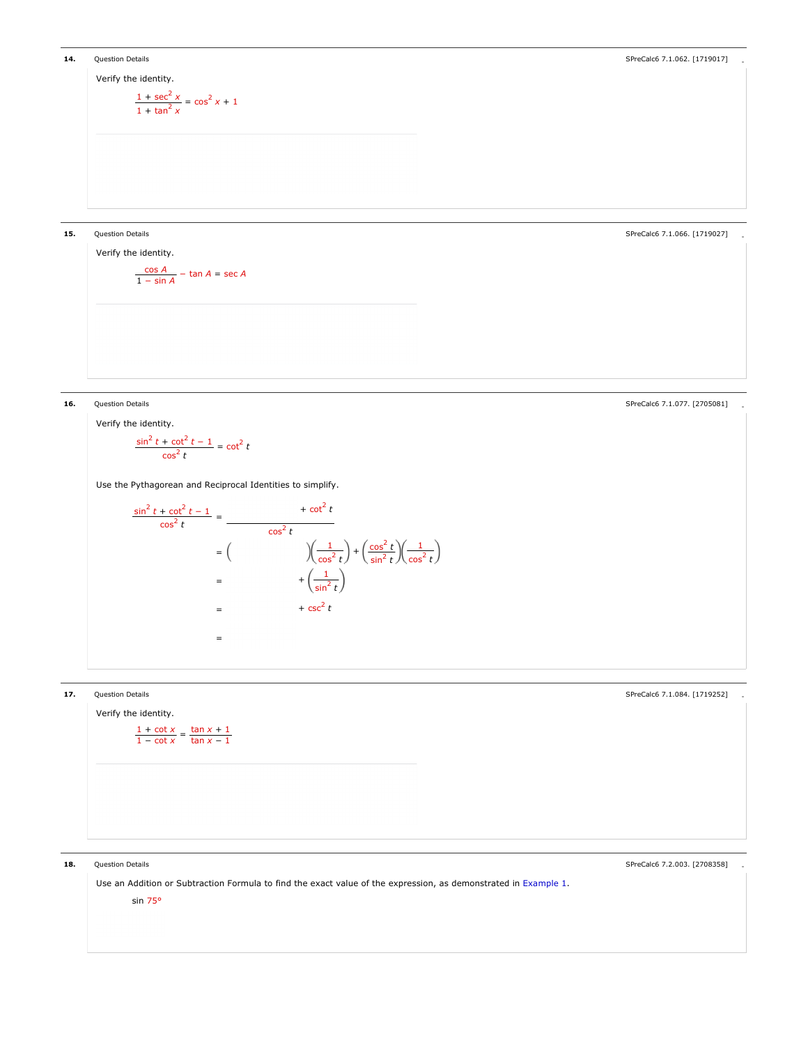**14.** Question Details — SPreCalc6 7.1.062. [1719017]

Verify the identity.

$$\frac{1 + \sec^2 x}{1 + \tan^2 x} = \cos^2 x + 1$$

**15.** Question Details — SPreCalc6 7.1.066. [1719027]

Verify the identity.

$$\frac{\cos A}{1 - \sin A} - \tan A = \sec A$$

**16.** Question Details — SPreCalc6 7.1.077. [2705081]

Verify the identity.

$$\frac{\sin^2 t + \cot^2 t - 1}{\cos^2 t} = \cot^2 t$$

Use the Pythagorean and Reciprocal Identities to simplify.

$$\frac{\sin^2 t + \cot^2 t - 1}{\cos^2 t} = \frac{\qquad + \cot^2 t}{\cos^2 t}$$

$$= \left(\qquad\right)\left(\frac{1}{\cos^2 t}\right) + \left(\frac{\cos^2 t}{\sin^2 t}\right)\left(\frac{1}{\cos^2 t}\right)$$

$$= \qquad + \left(\frac{1}{\sin^2 t}\right)$$

$$= \qquad + \csc^2 t$$

$$=$$

**17.** Question Details — SPreCalc6 7.1.084. [1719252]

Verify the identity.

$$\frac{1 + \cot x}{1 - \cot x} = \frac{\tan x + 1}{\tan x - 1}$$

**18.** Question Details — SPreCalc6 7.2.003. [2708358]

Use an Addition or Subtraction Formula to find the exact value of the expression, as demonstrated in Example 1.

$\sin 75°$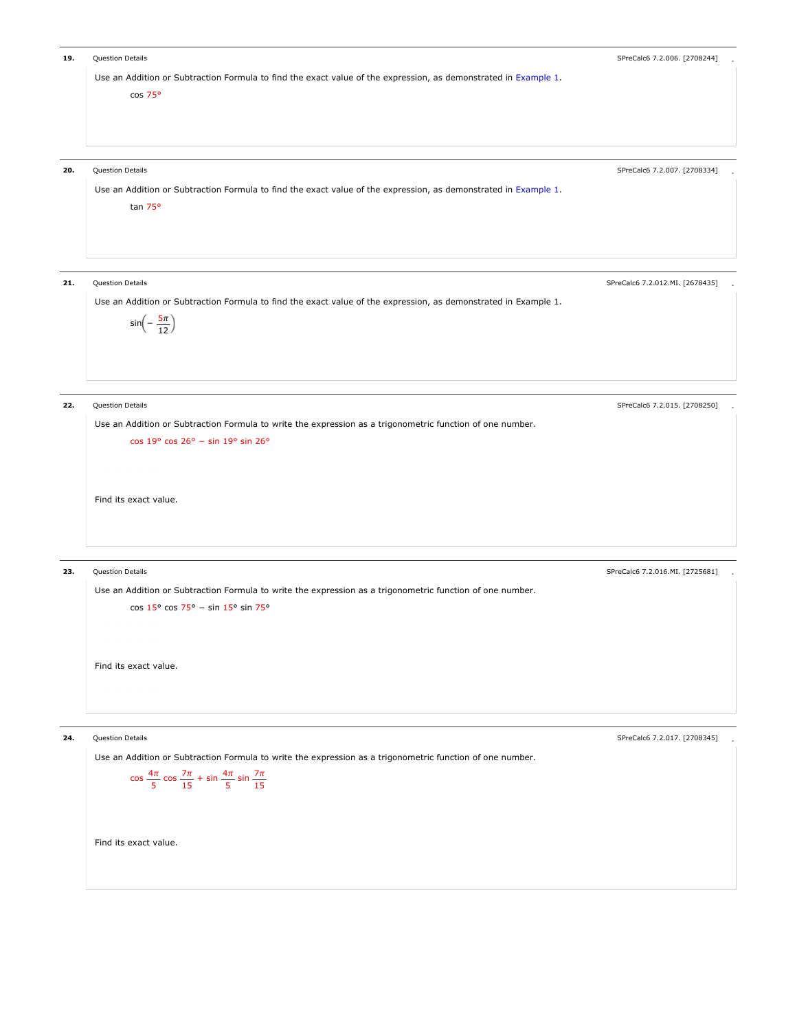**19.** Question Details — SPreCalc6 7.2.006. [2708244]

Use an Addition or Subtraction Formula to find the exact value of the expression, as demonstrated in Example 1.

$\cos 75°$

**20.** Question Details — SPreCalc6 7.2.007. [2708334]

Use an Addition or Subtraction Formula to find the exact value of the expression, as demonstrated in Example 1.

$\tan 75°$

**21.** Question Details — SPreCalc6 7.2.012.MI. [2678435]

Use an Addition or Subtraction Formula to find the exact value of the expression, as demonstrated in Example 1.

$\sin\left(-\frac{5\pi}{12}\right)$

**22.** Question Details — SPreCalc6 7.2.015. [2708250]

Use an Addition or Subtraction Formula to write the expression as a trigonometric function of one number.

$\cos 19° \cos 26° - \sin 19° \sin 26°$

Find its exact value.

**23.** Question Details — SPreCalc6 7.2.016.MI. [2725681]

Use an Addition or Subtraction Formula to write the expression as a trigonometric function of one number.

$\cos 15° \cos 75° - \sin 15° \sin 75°$

Find its exact value.

**24.** Question Details — SPreCalc6 7.2.017. [2708345]

Use an Addition or Subtraction Formula to write the expression as a trigonometric function of one number.

$\cos \frac{4\pi}{5} \cos \frac{7\pi}{15} + \sin \frac{4\pi}{5} \sin \frac{7\pi}{15}$

Find its exact value.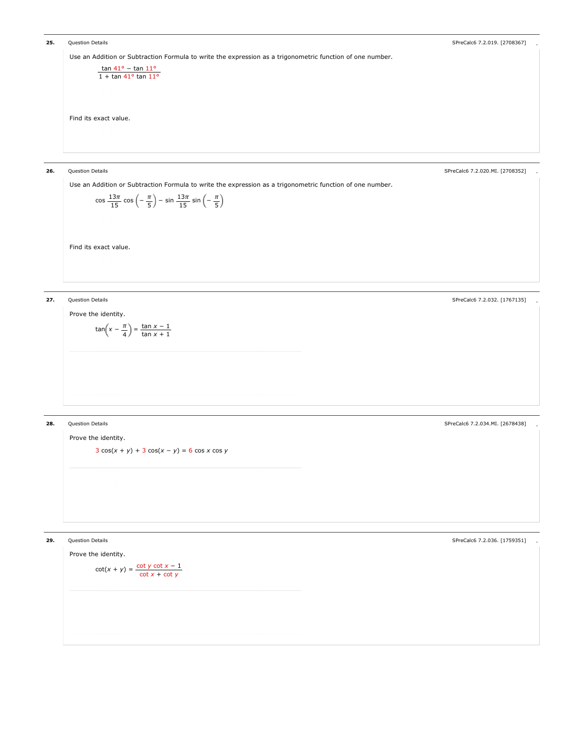**25.** Question Details

SPreCalc6 7.2.019. [2708367]

Use an Addition or Subtraction Formula to write the expression as a trigonometric function of one number.

$$\frac{\tan 41° - \tan 11°}{1 + \tan 41° \tan 11°}$$

Find its exact value.

**26.** Question Details

SPreCalc6 7.2.020.MI. [2708352]

Use an Addition or Subtraction Formula to write the expression as a trigonometric function of one number.

$$\cos \frac{13\pi}{15} \cos\left(-\frac{\pi}{5}\right) - \sin \frac{13\pi}{15} \sin\left(-\frac{\pi}{5}\right)$$

Find its exact value.

**27.** Question Details

SPreCalc6 7.2.032. [1767135]

Prove the identity.

$$\tan\left(x - \frac{\pi}{4}\right) = \frac{\tan x - 1}{\tan x + 1}$$

**28.** Question Details

SPreCalc6 7.2.034.MI. [2678438]

Prove the identity.

$$3 \cos(x + y) + 3 \cos(x - y) = 6 \cos x \cos y$$

**29.** Question Details

SPreCalc6 7.2.036. [1759351]

Prove the identity.

$$\cot(x + y) = \frac{\cot y \cot x - 1}{\cot x + \cot y}$$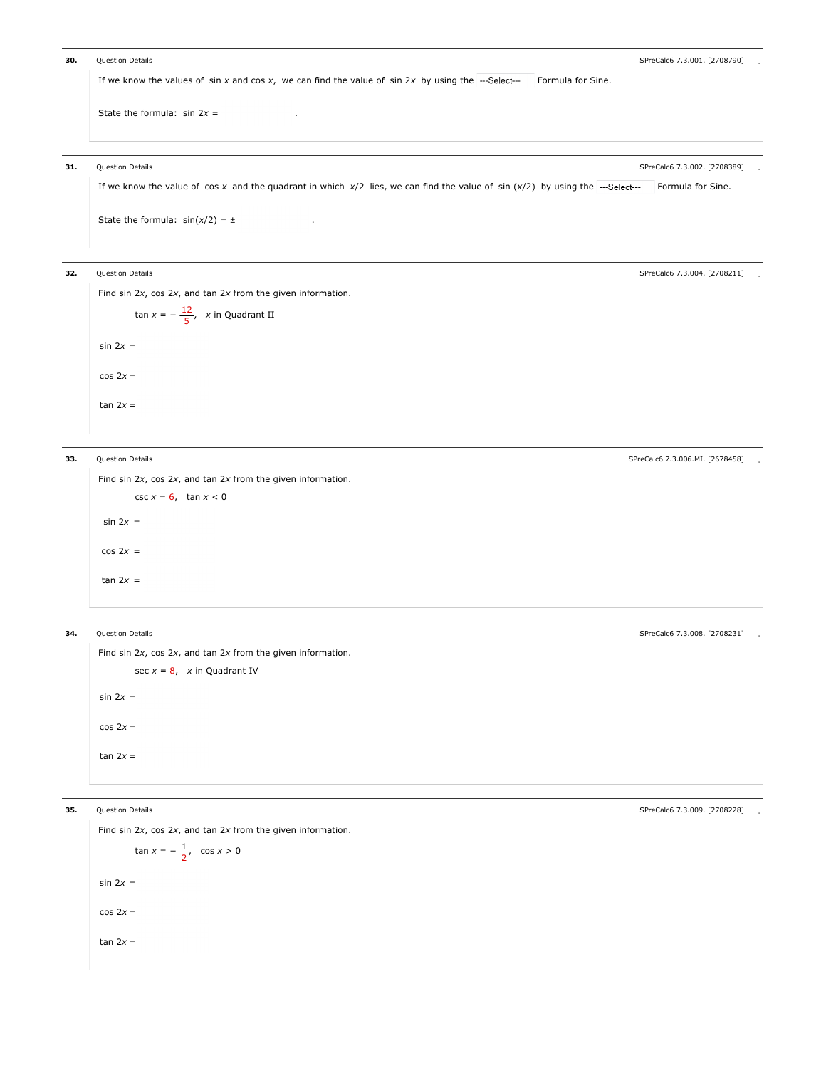**30.** Question Details SPreCalc6 7.3.001. [2708790]

If we know the values of $\sin x$ and $\cos x$, we can find the value of $\sin 2x$ by using the ---Select--- Formula for Sine.

State the formula: $\sin 2x =$ .

**31.** Question Details SPreCalc6 7.3.002. [2708389]

If we know the value of $\cos x$ and the quadrant in which $x/2$ lies, we can find the value of $\sin(x/2)$ by using the ---Select--- Formula for Sine.

State the formula: $\sin(x/2) = \pm$ .

**32.** Question Details SPreCalc6 7.3.004. [2708211]

Find $\sin 2x$, $\cos 2x$, and $\tan 2x$ from the given information.

$\tan x = -\frac{12}{5}$, $x$ in Quadrant II

$\sin 2x =$

$\cos 2x =$

$\tan 2x =$

**33.** Question Details SPreCalc6 7.3.006.MI. [2678458]

Find $\sin 2x$, $\cos 2x$, and $\tan 2x$ from the given information.

$\csc x = 6$, $\tan x < 0$

$\sin 2x =$

$\cos 2x =$

$\tan 2x =$

**34.** Question Details SPreCalc6 7.3.008. [2708231]

Find $\sin 2x$, $\cos 2x$, and $\tan 2x$ from the given information.

$\sec x = 8$, $x$ in Quadrant IV

$\sin 2x =$

$\cos 2x =$

$\tan 2x =$

**35.** Question Details SPreCalc6 7.3.009. [2708228]

Find $\sin 2x$, $\cos 2x$, and $\tan 2x$ from the given information.

$\tan x = -\frac{1}{2}$, $\cos x > 0$

$\sin 2x =$

$\cos 2x =$

$\tan 2x =$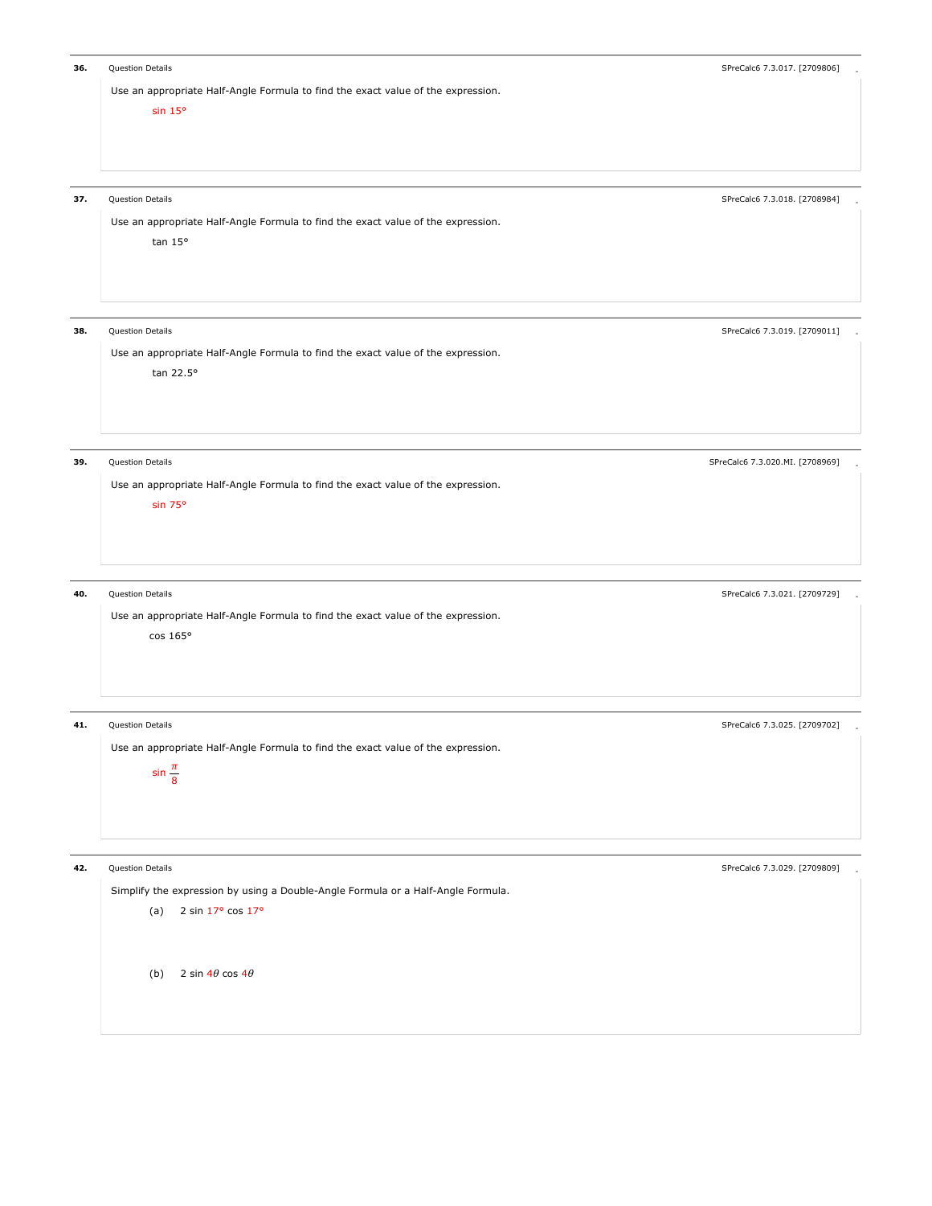**36.** Question Details — SPreCalc6 7.3.017. [2709806]

Use an appropriate Half-Angle Formula to find the exact value of the expression.

$\sin 15°$

**37.** Question Details — SPreCalc6 7.3.018. [2708984]

Use an appropriate Half-Angle Formula to find the exact value of the expression.

$\tan 15°$

**38.** Question Details — SPreCalc6 7.3.019. [2709011]

Use an appropriate Half-Angle Formula to find the exact value of the expression.

$\tan 22.5°$

**39.** Question Details — SPreCalc6 7.3.020.MI. [2708969]

Use an appropriate Half-Angle Formula to find the exact value of the expression.

$\sin 75°$

**40.** Question Details — SPreCalc6 7.3.021. [2709729]

Use an appropriate Half-Angle Formula to find the exact value of the expression.

$\cos 165°$

**41.** Question Details — SPreCalc6 7.3.025. [2709702]

Use an appropriate Half-Angle Formula to find the exact value of the expression.

$\sin \frac{\pi}{8}$

**42.** Question Details — SPreCalc6 7.3.029. [2709809]

Simplify the expression by using a Double-Angle Formula or a Half-Angle Formula.

(a) $2 \sin 17° \cos 17°$

(b) $2 \sin 4\theta \cos 4\theta$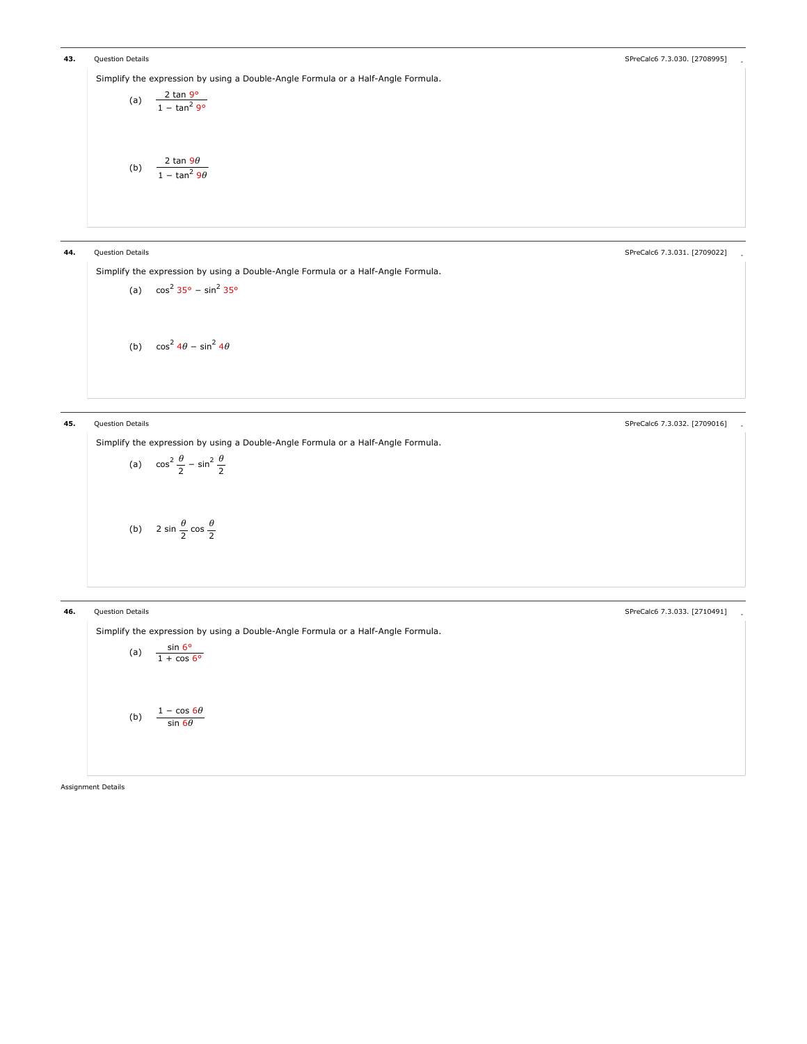**43.** Question Details SPreCalc6 7.3.030. [2708995]

Simplify the expression by using a Double-Angle Formula or a Half-Angle Formula.

(a) $\dfrac{2\tan 9°}{1 - \tan^2 9°}$

(b) $\dfrac{2\tan 9\theta}{1 - \tan^2 9\theta}$

**44.** Question Details SPreCalc6 7.3.031. [2709022]

Simplify the expression by using a Double-Angle Formula or a Half-Angle Formula.

(a) $\cos^2 35° - \sin^2 35°$

(b) $\cos^2 4\theta - \sin^2 4\theta$

**45.** Question Details SPreCalc6 7.3.032. [2709016]

Simplify the expression by using a Double-Angle Formula or a Half-Angle Formula.

(a) $\cos^2 \dfrac{\theta}{2} - \sin^2 \dfrac{\theta}{2}$

(b) $2\sin \dfrac{\theta}{2} \cos \dfrac{\theta}{2}$

**46.** Question Details SPreCalc6 7.3.033. [2710491]

Simplify the expression by using a Double-Angle Formula or a Half-Angle Formula.

(a) $\dfrac{\sin 6°}{1 + \cos 6°}$

(b) $\dfrac{1 - \cos 6\theta}{\sin 6\theta}$

Assignment Details